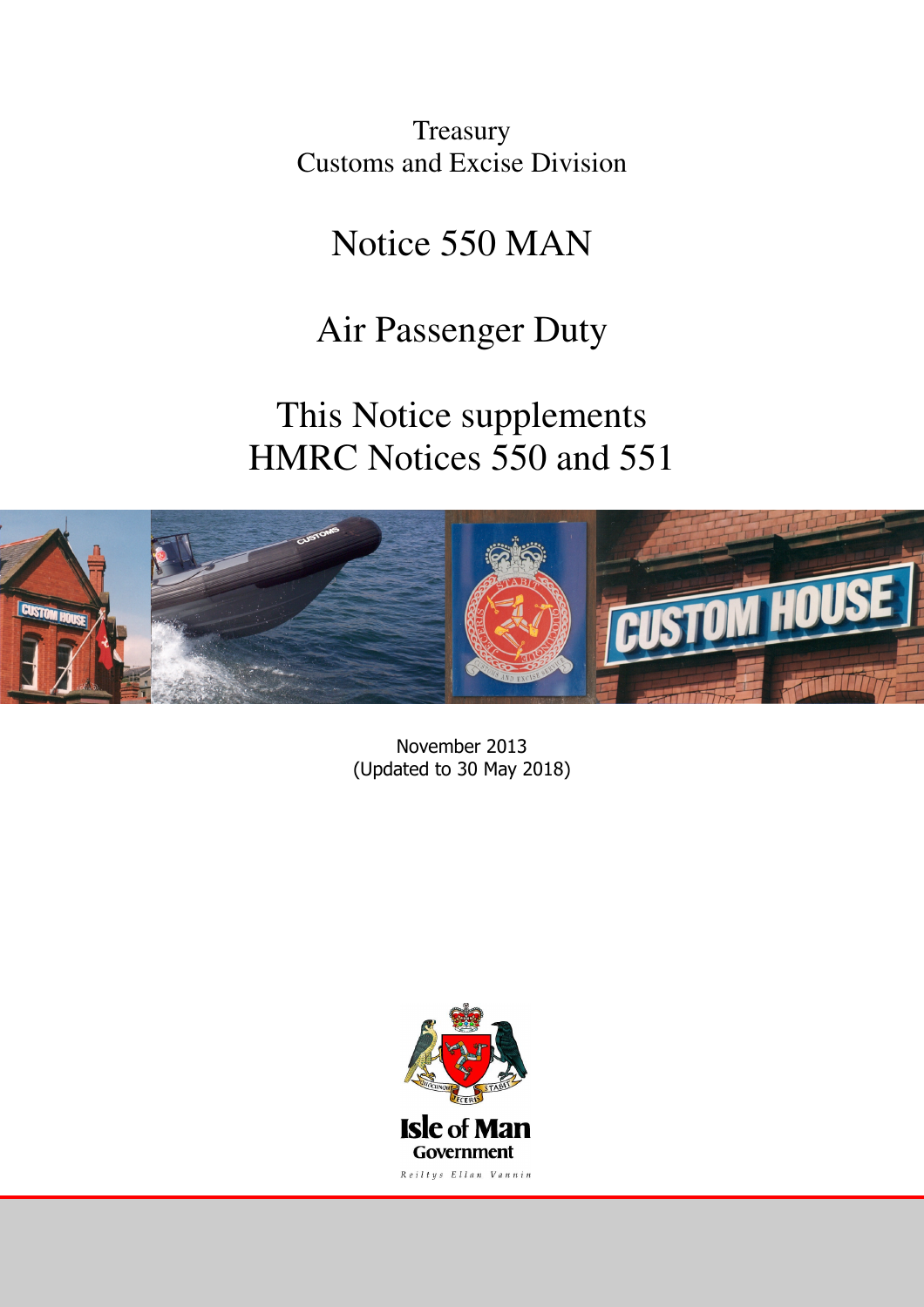Treasury
Customs and Excise Division

# Notice 550 MAN

# Air Passenger Duty

## This Notice supplements HMRC Notices 550 and 551

November 2013
(Updated to 30 May 2018)

Isle of Man Government

Reiltys Ellan Vannin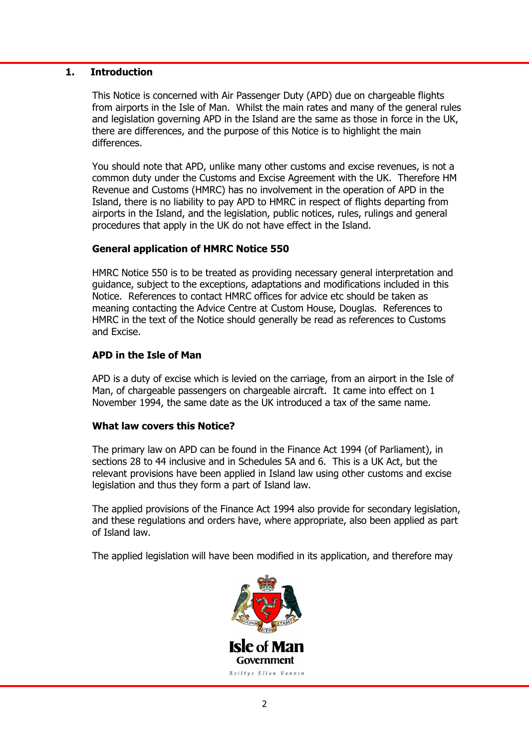## 1. Introduction

This Notice is concerned with Air Passenger Duty (APD) due on chargeable flights from airports in the Isle of Man. Whilst the main rates and many of the general rules and legislation governing APD in the Island are the same as those in force in the UK, there are differences, and the purpose of this Notice is to highlight the main differences.

You should note that APD, unlike many other customs and excise revenues, is not a common duty under the Customs and Excise Agreement with the UK. Therefore HM Revenue and Customs (HMRC) has no involvement in the operation of APD in the Island, there is no liability to pay APD to HMRC in respect of flights departing from airports in the Island, and the legislation, public notices, rules, rulings and general procedures that apply in the UK do not have effect in the Island.

### General application of HMRC Notice 550

HMRC Notice 550 is to be treated as providing necessary general interpretation and guidance, subject to the exceptions, adaptations and modifications included in this Notice. References to contact HMRC offices for advice etc should be taken as meaning contacting the Advice Centre at Custom House, Douglas. References to HMRC in the text of the Notice should generally be read as references to Customs and Excise.

### APD in the Isle of Man

APD is a duty of excise which is levied on the carriage, from an airport in the Isle of Man, of chargeable passengers on chargeable aircraft. It came into effect on 1 November 1994, the same date as the UK introduced a tax of the same name.

### What law covers this Notice?

The primary law on APD can be found in the Finance Act 1994 (of Parliament), in sections 28 to 44 inclusive and in Schedules 5A and 6. This is a UK Act, but the relevant provisions have been applied in Island law using other customs and excise legislation and thus they form a part of Island law.

The applied provisions of the Finance Act 1994 also provide for secondary legislation, and these regulations and orders have, where appropriate, also been applied as part of Island law.

The applied legislation will have been modified in its application, and therefore may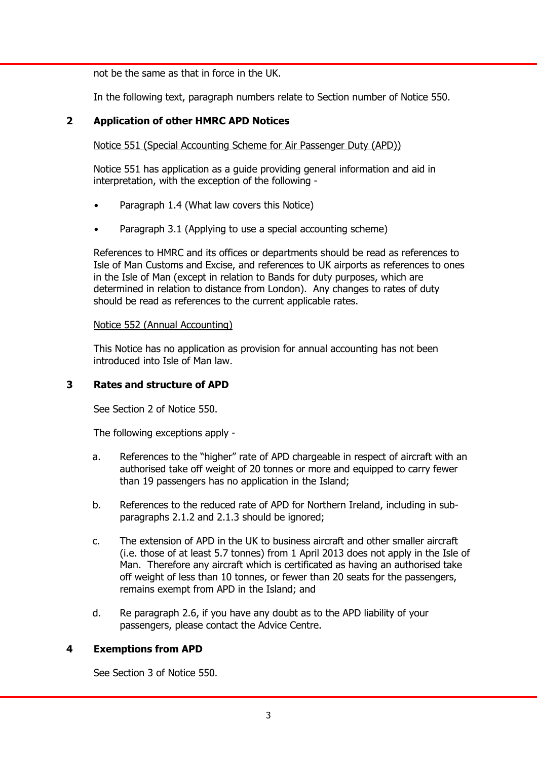not be the same as that in force in the UK.

In the following text, paragraph numbers relate to Section number of Notice 550.

## 2 Application of other HMRC APD Notices

Notice 551 (Special Accounting Scheme for Air Passenger Duty (APD))

Notice 551 has application as a guide providing general information and aid in interpretation, with the exception of the following -

- Paragraph 1.4 (What law covers this Notice)
- Paragraph 3.1 (Applying to use a special accounting scheme)

References to HMRC and its offices or departments should be read as references to Isle of Man Customs and Excise, and references to UK airports as references to ones in the Isle of Man (except in relation to Bands for duty purposes, which are determined in relation to distance from London). Any changes to rates of duty should be read as references to the current applicable rates.

Notice 552 (Annual Accounting)

This Notice has no application as provision for annual accounting has not been introduced into Isle of Man law.

## 3 Rates and structure of APD

See Section 2 of Notice 550.

The following exceptions apply -

a. References to the "higher" rate of APD chargeable in respect of aircraft with an authorised take off weight of 20 tonnes or more and equipped to carry fewer than 19 passengers has no application in the Island;

b. References to the reduced rate of APD for Northern Ireland, including in sub-paragraphs 2.1.2 and 2.1.3 should be ignored;

c. The extension of APD in the UK to business aircraft and other smaller aircraft (i.e. those of at least 5.7 tonnes) from 1 April 2013 does not apply in the Isle of Man. Therefore any aircraft which is certificated as having an authorised take off weight of less than 10 tonnes, or fewer than 20 seats for the passengers, remains exempt from APD in the Island; and

d. Re paragraph 2.6, if you have any doubt as to the APD liability of your passengers, please contact the Advice Centre.

## 4 Exemptions from APD

See Section 3 of Notice 550.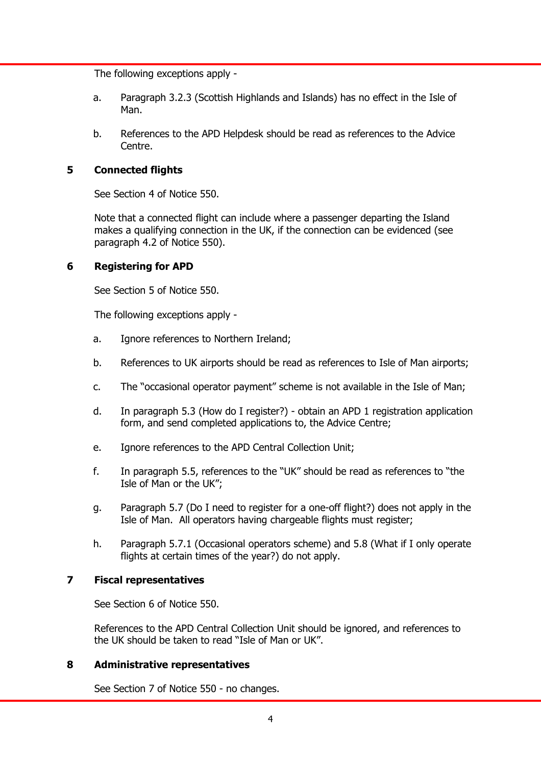The following exceptions apply -

a. Paragraph 3.2.3 (Scottish Highlands and Islands) has no effect in the Isle of Man.

b. References to the APD Helpdesk should be read as references to the Advice Centre.

## 5 Connected flights

See Section 4 of Notice 550.

Note that a connected flight can include where a passenger departing the Island makes a qualifying connection in the UK, if the connection can be evidenced (see paragraph 4.2 of Notice 550).

## 6 Registering for APD

See Section 5 of Notice 550.

The following exceptions apply -

a. Ignore references to Northern Ireland;

b. References to UK airports should be read as references to Isle of Man airports;

c. The "occasional operator payment" scheme is not available in the Isle of Man;

d. In paragraph 5.3 (How do I register?) - obtain an APD 1 registration application form, and send completed applications to, the Advice Centre;

e. Ignore references to the APD Central Collection Unit;

f. In paragraph 5.5, references to the "UK" should be read as references to "the Isle of Man or the UK";

g. Paragraph 5.7 (Do I need to register for a one-off flight?) does not apply in the Isle of Man. All operators having chargeable flights must register;

h. Paragraph 5.7.1 (Occasional operators scheme) and 5.8 (What if I only operate flights at certain times of the year?) do not apply.

## 7 Fiscal representatives

See Section 6 of Notice 550.

References to the APD Central Collection Unit should be ignored, and references to the UK should be taken to read "Isle of Man or UK".

## 8 Administrative representatives

See Section 7 of Notice 550 - no changes.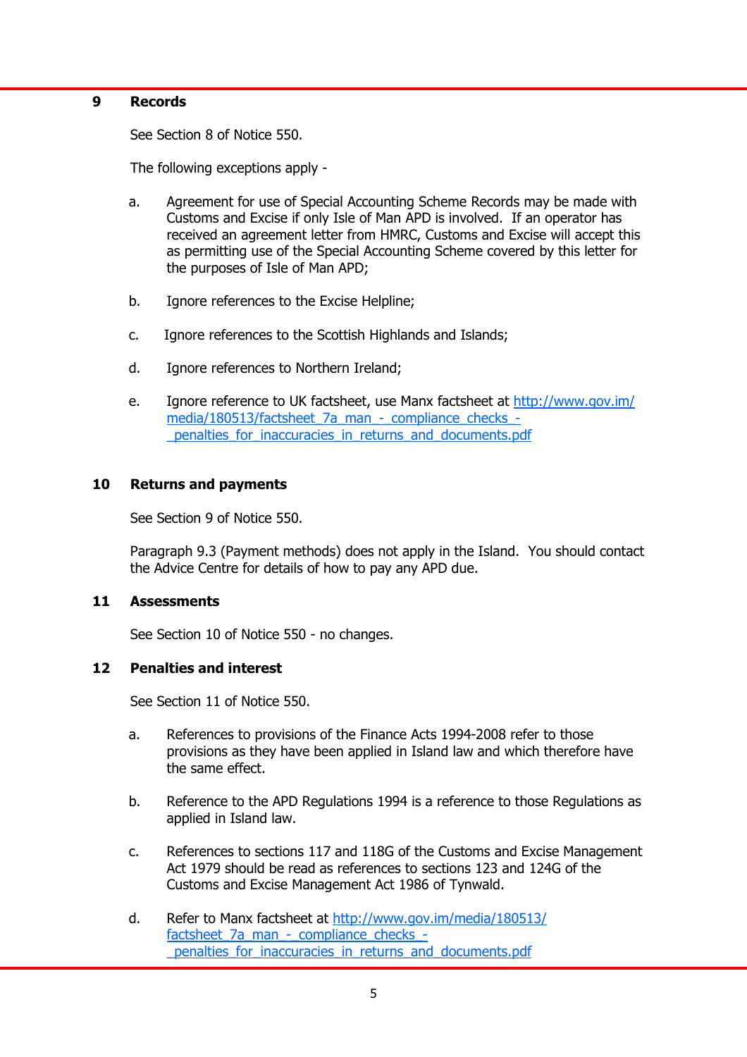## 9 Records

See Section 8 of Notice 550.

The following exceptions apply -

a. Agreement for use of Special Accounting Scheme Records may be made with Customs and Excise if only Isle of Man APD is involved. If an operator has received an agreement letter from HMRC, Customs and Excise will accept this as permitting use of the Special Accounting Scheme covered by this letter for the purposes of Isle of Man APD;

b. Ignore references to the Excise Helpline;

c. Ignore references to the Scottish Highlands and Islands;

d. Ignore references to Northern Ireland;

e. Ignore reference to UK factsheet, use Manx factsheet at http://www.gov.im/media/180513/factsheet_7a_man_-_compliance_checks_-_penalties_for_inaccuracies_in_returns_and_documents.pdf

## 10 Returns and payments

See Section 9 of Notice 550.

Paragraph 9.3 (Payment methods) does not apply in the Island. You should contact the Advice Centre for details of how to pay any APD due.

## 11 Assessments

See Section 10 of Notice 550 - no changes.

## 12 Penalties and interest

See Section 11 of Notice 550.

a. References to provisions of the Finance Acts 1994-2008 refer to those provisions as they have been applied in Island law and which therefore have the same effect.

b. Reference to the APD Regulations 1994 is a reference to those Regulations as applied in Island law.

c. References to sections 117 and 118G of the Customs and Excise Management Act 1979 should be read as references to sections 123 and 124G of the Customs and Excise Management Act 1986 of Tynwald.

d. Refer to Manx factsheet at http://www.gov.im/media/180513/factsheet_7a_man_-_compliance_checks_-_penalties_for_inaccuracies_in_returns_and_documents.pdf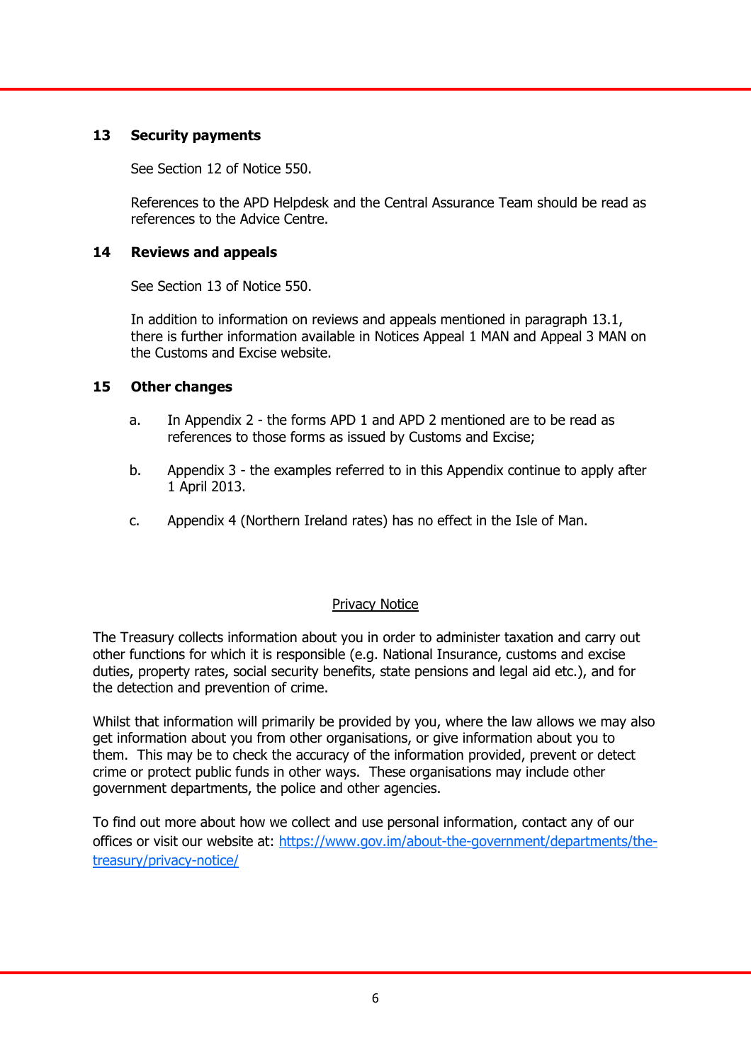## 13 Security payments

See Section 12 of Notice 550.

References to the APD Helpdesk and the Central Assurance Team should be read as references to the Advice Centre.

## 14 Reviews and appeals

See Section 13 of Notice 550.

In addition to information on reviews and appeals mentioned in paragraph 13.1, there is further information available in Notices Appeal 1 MAN and Appeal 3 MAN on the Customs and Excise website.

## 15 Other changes

a. In Appendix 2 - the forms APD 1 and APD 2 mentioned are to be read as references to those forms as issued by Customs and Excise;

b. Appendix 3 - the examples referred to in this Appendix continue to apply after 1 April 2013.

c. Appendix 4 (Northern Ireland rates) has no effect in the Isle of Man.

<u>Privacy Notice</u>

The Treasury collects information about you in order to administer taxation and carry out other functions for which it is responsible (e.g. National Insurance, customs and excise duties, property rates, social security benefits, state pensions and legal aid etc.), and for the detection and prevention of crime.

Whilst that information will primarily be provided by you, where the law allows we may also get information about you from other organisations, or give information about you to them. This may be to check the accuracy of the information provided, prevent or detect crime or protect public funds in other ways. These organisations may include other government departments, the police and other agencies.

To find out more about how we collect and use personal information, contact any of our offices or visit our website at: https://www.gov.im/about-the-government/departments/the-treasury/privacy-notice/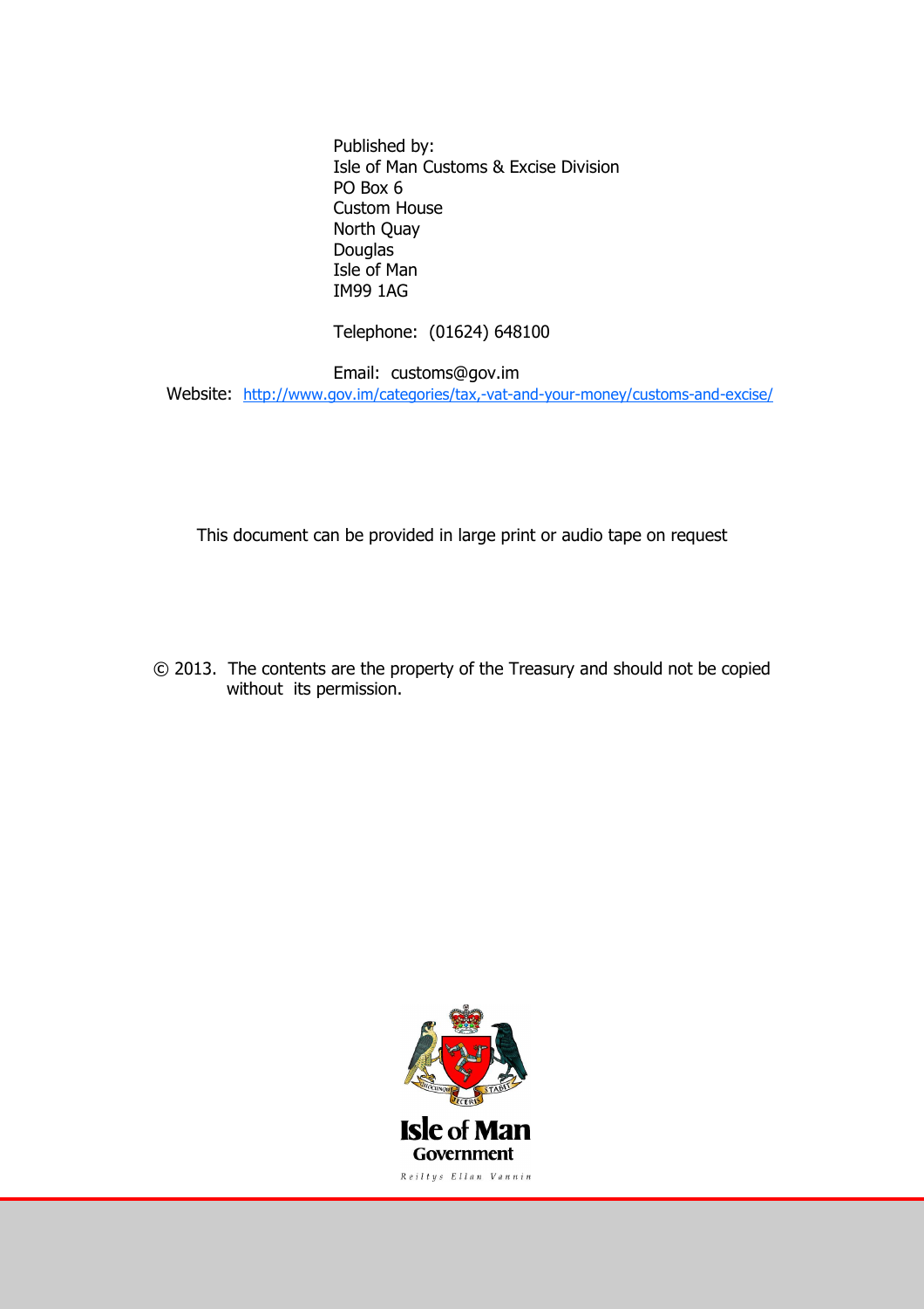Published by:
Isle of Man Customs & Excise Division
PO Box 6
Custom House
North Quay
Douglas
Isle of Man
IM99 1AG

Telephone: (01624) 648100

Email: customs@gov.im

Website: http://www.gov.im/categories/tax,-vat-and-your-money/customs-and-excise/

This document can be provided in large print or audio tape on request

© 2013. The contents are the property of the Treasury and should not be copied without its permission.

Isle of Man Government

Reiltys Ellan Vannin